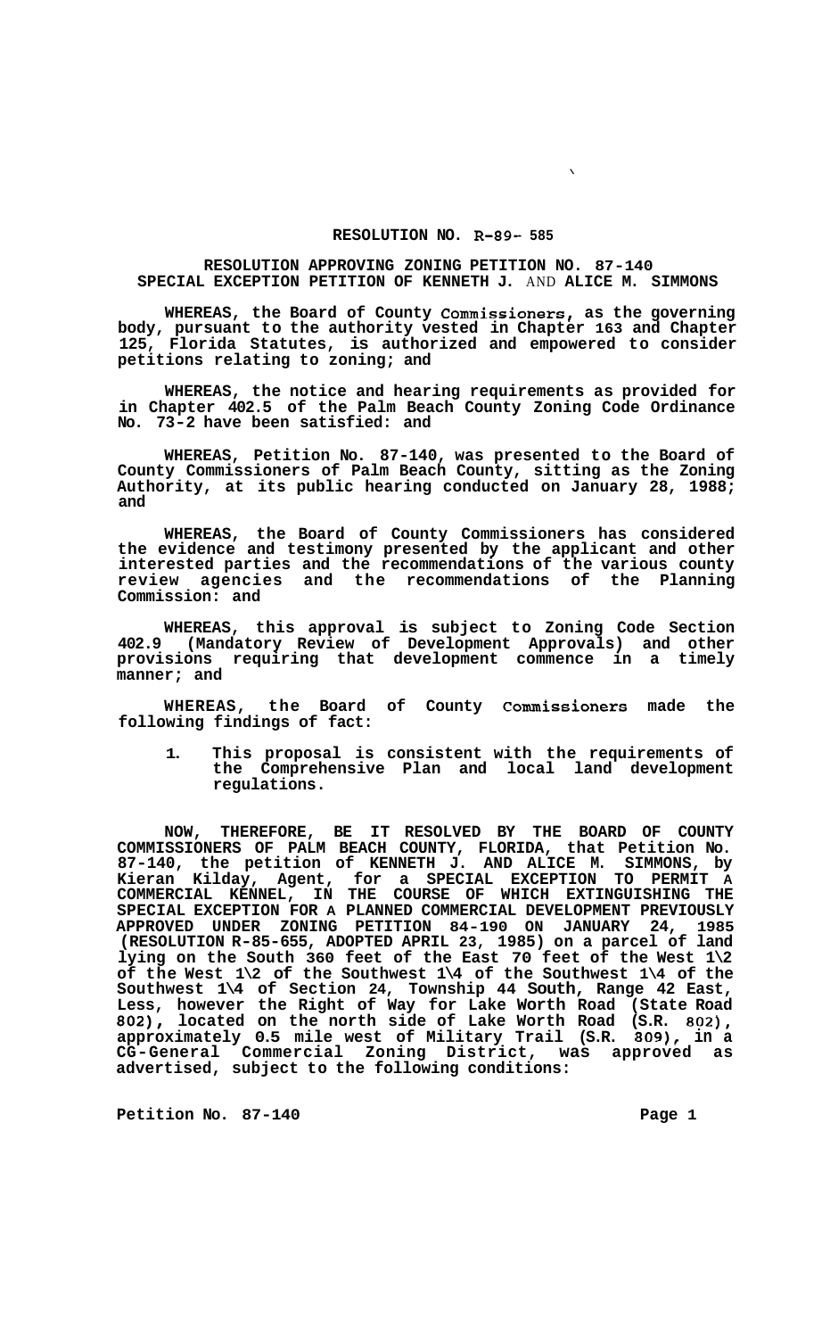# RESOLUTION NO. R-89- 585

## RESOLUTION APPROVING ZONING PETITION NO. 87-140 SPECIAL EXCEPTION PETITION OF KENNETH J. AND ALICE M. SIMMONS

**WHEREAS, the Board of County Commissioners, as the governing body, pursuant to the authority vested in Chapter 163 and Chapter 125, Florida Statutes, is authorized and empowered to consider petitions relating to zoning; and**

**WHEREAS, the notice and hearing requirements as provided for in Chapter 402.5 of the Palm Beach County Zoning Code Ordinance No. 73-2 have been satisfied: and**

**WHEREAS, Petition No. 87-140, was presented to the Board of County Commissioners of Palm Beach County, sitting as the Zoning Authority, at its public hearing conducted on January 28, 1988; and**

**WHEREAS, the Board of County Commissioners has considered the evidence and testimony presented by the applicant and other interested parties and the recommendations of the various county review agencies and the recommendations of the Planning Commission: and**

**WHEREAS, this approval is subject to Zoning Code Section 402.9 (Mandatory Review of Development Approvals) and other provisions requiring that development commence in a timely manner; and**

**WHEREAS, the Board of County Commissioners made the following findings of fact:**

1. **This proposal is consistent with the requirements of the Comprehensive Plan and local land development regulations.**

**NOW, THEREFORE, BE IT RESOLVED BY THE BOARD OF COUNTY COMMISSIONERS OF PALM BEACH COUNTY, FLORIDA, that Petition No. 87-140, the petition of KENNETH J. AND ALICE M. SIMMONS, by Kieran Kilday, Agent, for a SPECIAL EXCEPTION TO PERMIT A COMMERCIAL KENNEL, IN THE COURSE OF WHICH EXTINGUISHING THE SPECIAL EXCEPTION FOR A PLANNED COMMERCIAL DEVELOPMENT PREVIOUSLY APPROVED UNDER ZONING PETITION 84-190 ON JANUARY 24, 1985 (RESOLUTION R-85-655, ADOPTED APRIL 23, 1985) on a parcel of land lying on the South 360 feet of the East 70 feet of the West 1\2 of the West 1\2 of the Southwest 1\4 of the Southwest 1\4 of the Southwest 1\4 of Section 24, Township 44 South, Range 42 East, Less, however the Right of Way for Lake Worth Road (State Road 802), located on the north side of Lake Worth Road (S.R. 802), approximately 0.5 mile west of Military Trail (S.R. 809), in a CG-General Commercial Zoning District, was approved as advertised, subject to the following conditions:**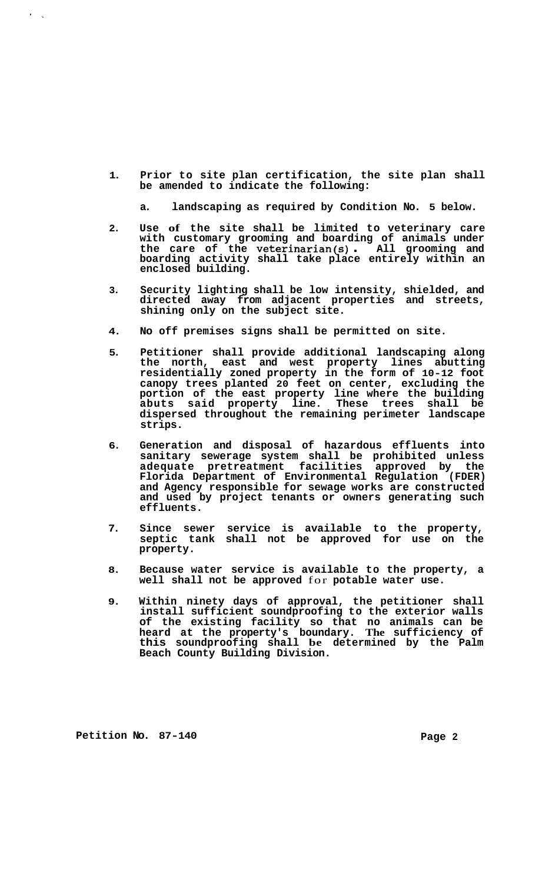1. **Prior to site plan certification, the site plan shall be amended to indicate the following:**

   a. **landscaping as required by Condition No. 5 below.**

2. **Use of the site shall be limited to veterinary care with customary grooming and boarding of animals under the care of the veterinarian(s). All grooming and boarding activity shall take place entirely within an enclosed building.**

3. **Security lighting shall be low intensity, shielded, and directed away from adjacent properties and streets, shining only on the subject site.**

4. **No off premises signs shall be permitted on site.**

5. **Petitioner shall provide additional landscaping along the north, east and west property lines abutting residentially zoned property in the form of 10-12 foot canopy trees planted 20 feet on center, excluding the portion of the east property line where the building abuts said property line. These trees shall be dispersed throughout the remaining perimeter landscape strips.**

6. **Generation and disposal of hazardous effluents into sanitary sewerage system shall be prohibited unless adequate pretreatment facilities approved by the Florida Department of Environmental Regulation (FDER) and Agency responsible for sewage works are constructed and used by project tenants or owners generating such effluents.**

7. **Since sewer service is available to the property, septic tank shall not be approved for use on the property.**

8. **Because water service is available to the property, a well shall not be approved for potable water use.**

9. **Within ninety days of approval, the petitioner shall install sufficient soundproofing to the exterior walls of the existing facility so that no animals can be heard at the property's boundary. The sufficiency of this soundproofing shall be determined by the Palm Beach County Building Division.**

**Petition No. 87-140**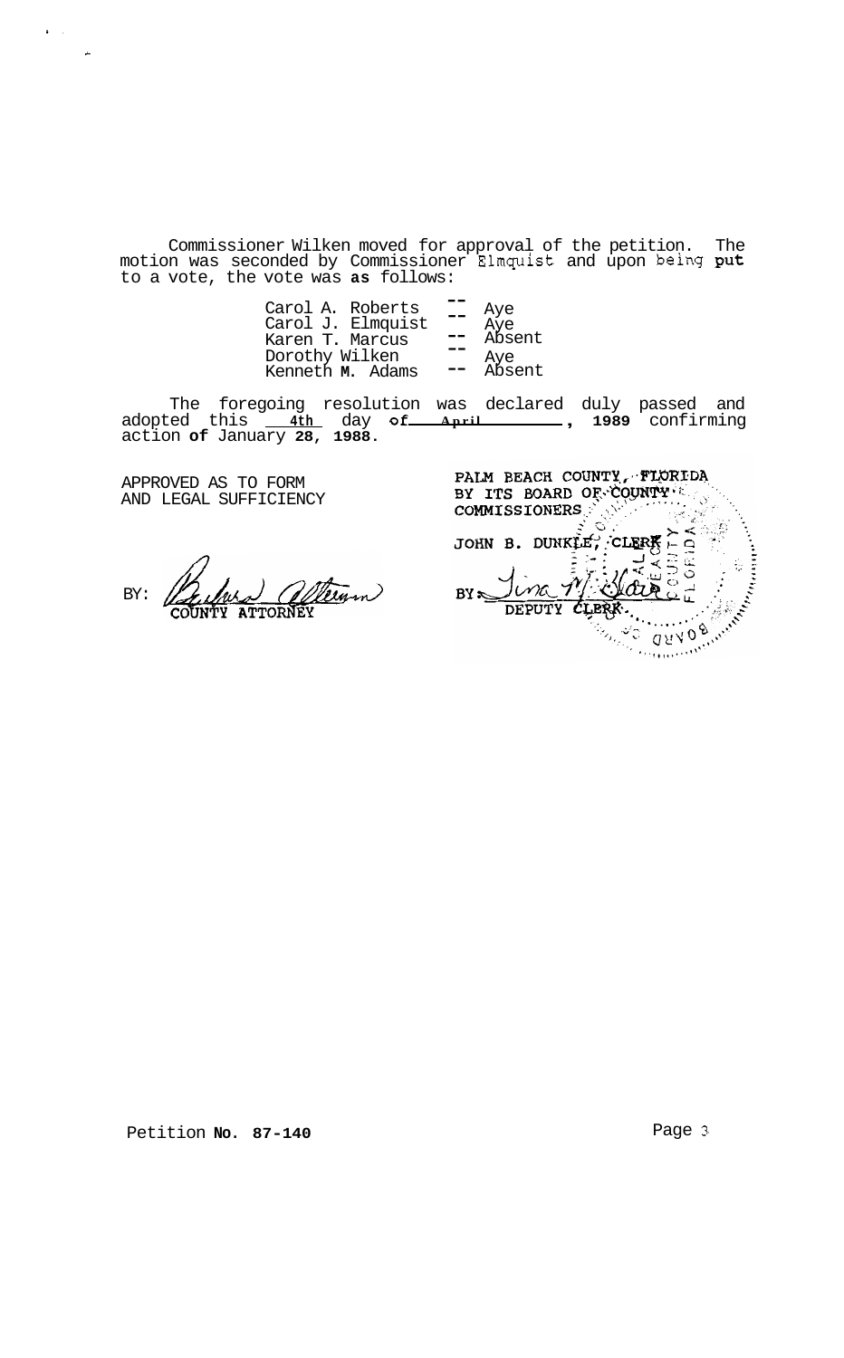Commissioner Wilken moved for approval of the petition. The motion was seconded by Commissioner Elmquist and upon being put to a vote, the vote was as follows:

| | | |
|---|---|---|
| Carol A. Roberts | -- | Aye |
| Carol J. Elmquist | -- | Aye |
| Karen T. Marcus | -- | Absent |
| Dorothy Wilken | -- | Aye |
| Kenneth M. Adams | -- | Absent |

The foregoing resolution was declared duly passed and adopted this 4th day of April, 1989 confirming action of January 28, 1988.

APPROVED AS TO FORM
AND LEGAL SUFFICIENCY

BY: _______________
COUNTY ATTORNEY

PALM BEACH COUNTY, FLORIDA
BY ITS BOARD OF COUNTY
COMMISSIONERS

JOHN B. DUNKLE, CLERK

BY: _______________
DEPUTY CLERK

Petition No. 87-140